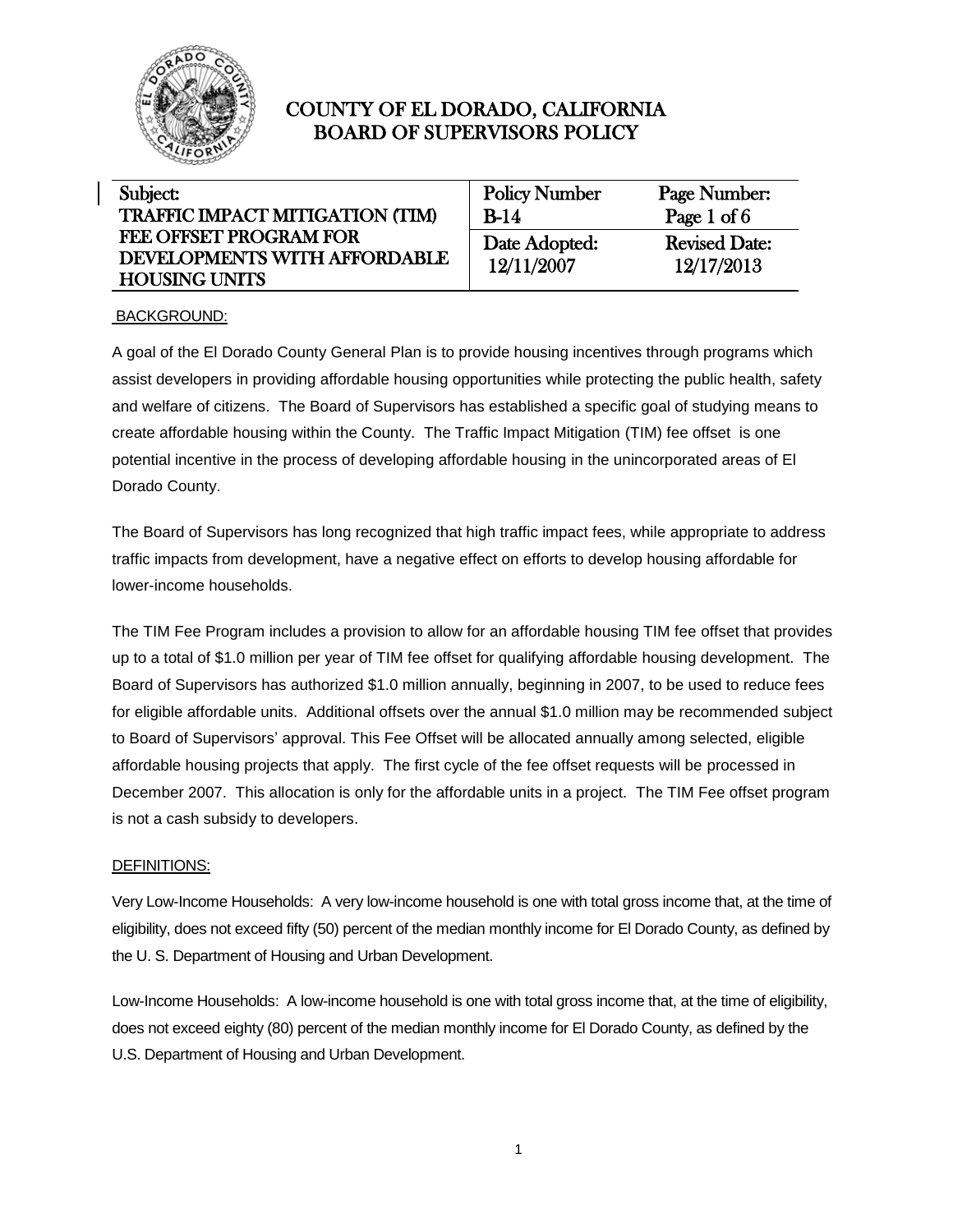# COUNTY OF EL DORADO, CALIFORNIA
# BOARD OF SUPERVISORS POLICY

| Subject: TRAFFIC IMPACT MITIGATION (TIM) FEE OFFSET PROGRAM FOR DEVELOPMENTS WITH AFFORDABLE HOUSING UNITS | Policy Number B-14 | Page Number: Page 1 of 6 |
|---|---|---|
| | Date Adopted: 12/11/2007 | Revised Date: 12/17/2013 |

## BACKGROUND:

A goal of the El Dorado County General Plan is to provide housing incentives through programs which assist developers in providing affordable housing opportunities while protecting the public health, safety and welfare of citizens. The Board of Supervisors has established a specific goal of studying means to create affordable housing within the County. The Traffic Impact Mitigation (TIM) fee offset is one potential incentive in the process of developing affordable housing in the unincorporated areas of El Dorado County.

The Board of Supervisors has long recognized that high traffic impact fees, while appropriate to address traffic impacts from development, have a negative effect on efforts to develop housing affordable for lower-income households.

The TIM Fee Program includes a provision to allow for an affordable housing TIM fee offset that provides up to a total of $1.0 million per year of TIM fee offset for qualifying affordable housing development. The Board of Supervisors has authorized $1.0 million annually, beginning in 2007, to be used to reduce fees for eligible affordable units. Additional offsets over the annual $1.0 million may be recommended subject to Board of Supervisors' approval. This Fee Offset will be allocated annually among selected, eligible affordable housing projects that apply. The first cycle of the fee offset requests will be processed in December 2007. This allocation is only for the affordable units in a project. The TIM Fee offset program is not a cash subsidy to developers.

## DEFINITIONS:

Very Low-Income Households: A very low-income household is one with total gross income that, at the time of eligibility, does not exceed fifty (50) percent of the median monthly income for El Dorado County, as defined by the U. S. Department of Housing and Urban Development.

Low-Income Households: A low-income household is one with total gross income that, at the time of eligibility, does not exceed eighty (80) percent of the median monthly income for El Dorado County, as defined by the U.S. Department of Housing and Urban Development.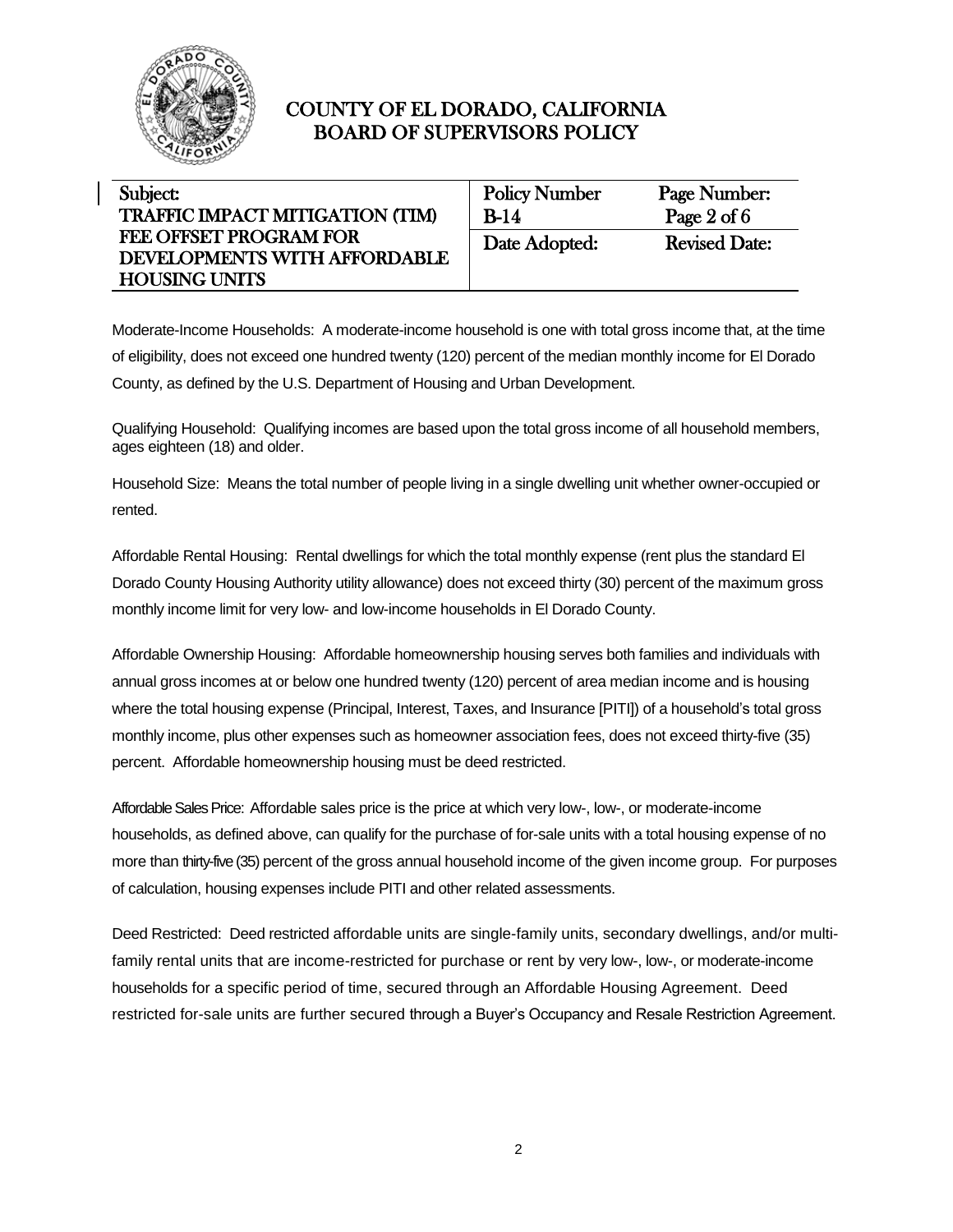Moderate-Income Households: A moderate-income household is one with total gross income that, at the time of eligibility, does not exceed one hundred twenty (120) percent of the median monthly income for El Dorado County, as defined by the U.S. Department of Housing and Urban Development.

Qualifying Household: Qualifying incomes are based upon the total gross income of all household members, ages eighteen (18) and older.

Household Size: Means the total number of people living in a single dwelling unit whether owner-occupied or rented.

Affordable Rental Housing: Rental dwellings for which the total monthly expense (rent plus the standard El Dorado County Housing Authority utility allowance) does not exceed thirty (30) percent of the maximum gross monthly income limit for very low- and low-income households in El Dorado County.

Affordable Ownership Housing: Affordable homeownership housing serves both families and individuals with annual gross incomes at or below one hundred twenty (120) percent of area median income and is housing where the total housing expense (Principal, Interest, Taxes, and Insurance [PITI]) of a household's total gross monthly income, plus other expenses such as homeowner association fees, does not exceed thirty-five (35) percent. Affordable homeownership housing must be deed restricted.

Affordable Sales Price: Affordable sales price is the price at which very low-, low-, or moderate-income households, as defined above, can qualify for the purchase of for-sale units with a total housing expense of no more than thirty-five (35) percent of the gross annual household income of the given income group. For purposes of calculation, housing expenses include PITI and other related assessments.

Deed Restricted: Deed restricted affordable units are single-family units, secondary dwellings, and/or multi-family rental units that are income-restricted for purchase or rent by very low-, low-, or moderate-income households for a specific period of time, secured through an Affordable Housing Agreement. Deed restricted for-sale units are further secured through a Buyer's Occupancy and Resale Restriction Agreement.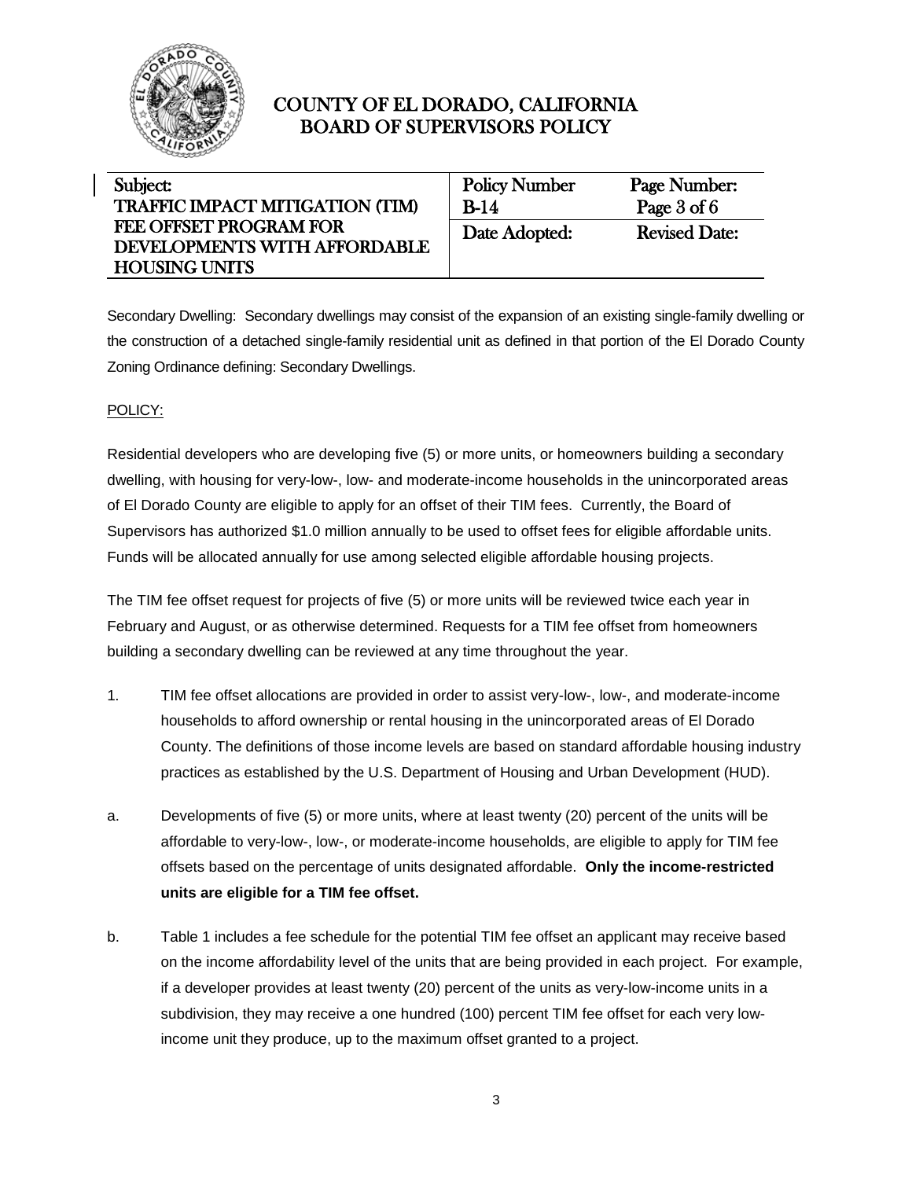Secondary Dwelling: Secondary dwellings may consist of the expansion of an existing single-family dwelling or the construction of a detached single-family residential unit as defined in that portion of the El Dorado County Zoning Ordinance defining: Secondary Dwellings.

POLICY:

Residential developers who are developing five (5) or more units, or homeowners building a secondary dwelling, with housing for very-low-, low- and moderate-income households in the unincorporated areas of El Dorado County are eligible to apply for an offset of their TIM fees. Currently, the Board of Supervisors has authorized $1.0 million annually to be used to offset fees for eligible affordable units. Funds will be allocated annually for use among selected eligible affordable housing projects.

The TIM fee offset request for projects of five (5) or more units will be reviewed twice each year in February and August, or as otherwise determined. Requests for a TIM fee offset from homeowners building a secondary dwelling can be reviewed at any time throughout the year.

1. TIM fee offset allocations are provided in order to assist very-low-, low-, and moderate-income households to afford ownership or rental housing in the unincorporated areas of El Dorado County. The definitions of those income levels are based on standard affordable housing industry practices as established by the U.S. Department of Housing and Urban Development (HUD).

a. Developments of five (5) or more units, where at least twenty (20) percent of the units will be affordable to very-low-, low-, or moderate-income households, are eligible to apply for TIM fee offsets based on the percentage of units designated affordable. **Only the income-restricted units are eligible for a TIM fee offset.**

b. Table 1 includes a fee schedule for the potential TIM fee offset an applicant may receive based on the income affordability level of the units that are being provided in each project. For example, if a developer provides at least twenty (20) percent of the units as very-low-income units in a subdivision, they may receive a one hundred (100) percent TIM fee offset for each very low-income unit they produce, up to the maximum offset granted to a project.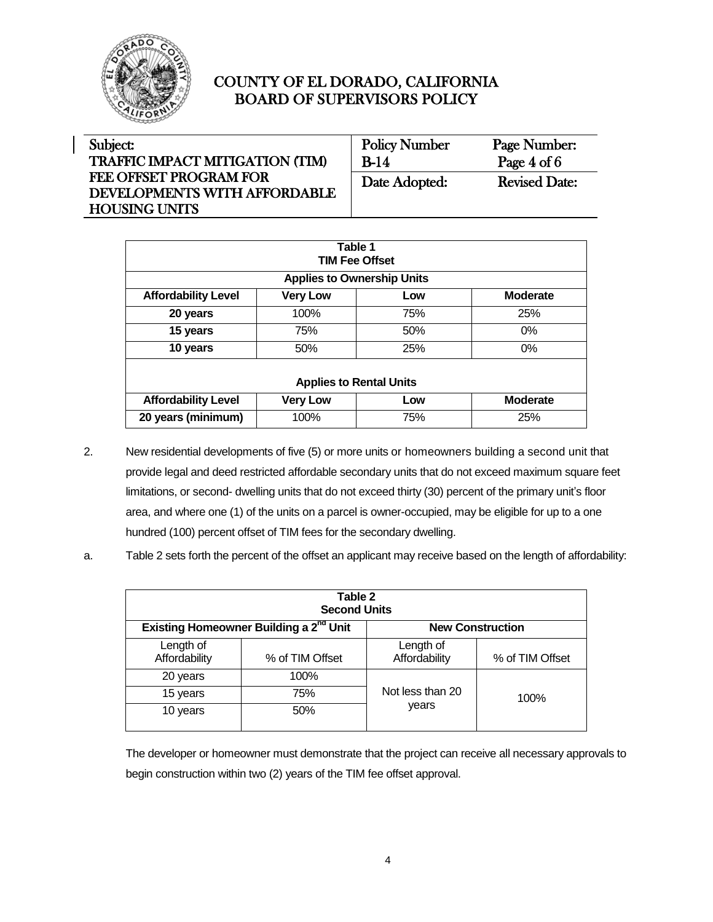| Table 1<br>TIM Fee Offset | | | |
|---|---|---|---|
| **Applies to Ownership Units** | | | |
| **Affordability Level** | **Very Low** | **Low** | **Moderate** |
| **20 years** | 100% | 75% | 25% |
| **15 years** | 75% | 50% | 0% |
| **10 years** | 50% | 25% | 0% |
| **Applies to Rental Units** | | | |
| **Affordability Level** | **Very Low** | **Low** | **Moderate** |
| **20 years (minimum)** | 100% | 75% | 25% |

2. New residential developments of five (5) or more units or homeowners building a second unit that provide legal and deed restricted affordable secondary units that do not exceed maximum square feet limitations, or second- dwelling units that do not exceed thirty (30) percent of the primary unit's floor area, and where one (1) of the units on a parcel is owner-occupied, may be eligible for up to a one hundred (100) percent offset of TIM fees for the secondary dwelling.

a. Table 2 sets forth the percent of the offset an applicant may receive based on the length of affordability:

| Table 2<br>Second Units | | | |
|---|---|---|---|
| **Existing Homeowner Building a 2nd Unit** | | **New Construction** | |
| Length of Affordability | % of TIM Offset | Length of Affordability | % of TIM Offset |
| 20 years | 100% | Not less than 20 years | 100% |
| 15 years | 75% | | |
| 10 years | 50% | | |

The developer or homeowner must demonstrate that the project can receive all necessary approvals to begin construction within two (2) years of the TIM fee offset approval.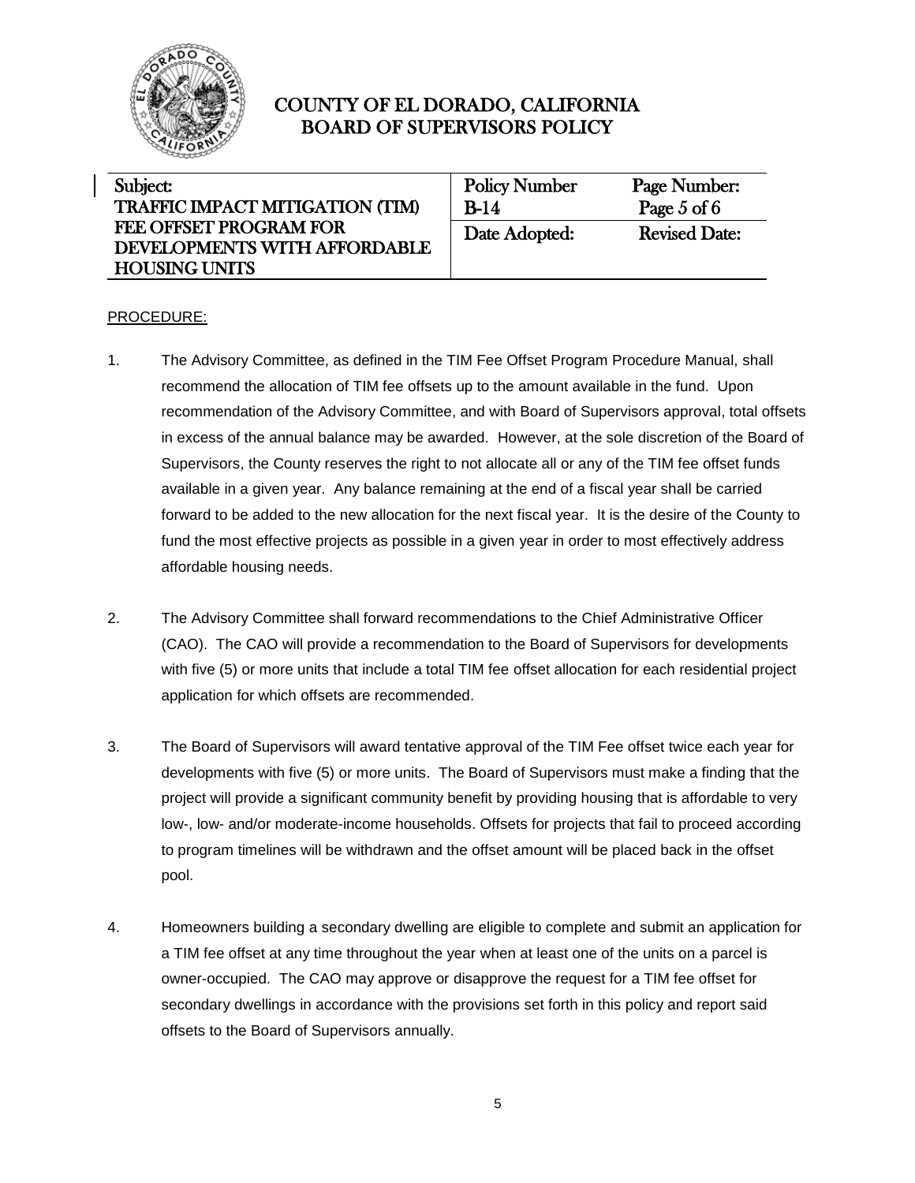# COUNTY OF EL DORADO, CALIFORNIA
## BOARD OF SUPERVISORS POLICY

| Subject: TRAFFIC IMPACT MITIGATION (TIM) FEE OFFSET PROGRAM FOR DEVELOPMENTS WITH AFFORDABLE HOUSING UNITS | Policy Number B-14 | Page Number: Page 5 of 6 |
|---|---|---|
| | Date Adopted: | Revised Date: |

PROCEDURE:

1. The Advisory Committee, as defined in the TIM Fee Offset Program Procedure Manual, shall recommend the allocation of TIM fee offsets up to the amount available in the fund. Upon recommendation of the Advisory Committee, and with Board of Supervisors approval, total offsets in excess of the annual balance may be awarded. However, at the sole discretion of the Board of Supervisors, the County reserves the right to not allocate all or any of the TIM fee offset funds available in a given year. Any balance remaining at the end of a fiscal year shall be carried forward to be added to the new allocation for the next fiscal year. It is the desire of the County to fund the most effective projects as possible in a given year in order to most effectively address affordable housing needs.

2. The Advisory Committee shall forward recommendations to the Chief Administrative Officer (CAO). The CAO will provide a recommendation to the Board of Supervisors for developments with five (5) or more units that include a total TIM fee offset allocation for each residential project application for which offsets are recommended.

3. The Board of Supervisors will award tentative approval of the TIM Fee offset twice each year for developments with five (5) or more units. The Board of Supervisors must make a finding that the project will provide a significant community benefit by providing housing that is affordable to very low-, low- and/or moderate-income households. Offsets for projects that fail to proceed according to program timelines will be withdrawn and the offset amount will be placed back in the offset pool.

4. Homeowners building a secondary dwelling are eligible to complete and submit an application for a TIM fee offset at any time throughout the year when at least one of the units on a parcel is owner-occupied. The CAO may approve or disapprove the request for a TIM fee offset for secondary dwellings in accordance with the provisions set forth in this policy and report said offsets to the Board of Supervisors annually.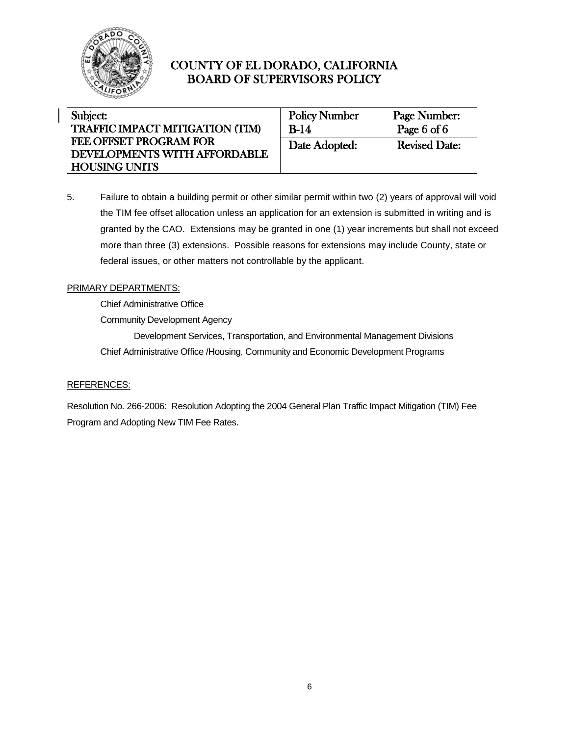# COUNTY OF EL DORADO, CALIFORNIA
# BOARD OF SUPERVISORS POLICY

| Subject: | Policy Number | Page Number: |
|---|---|---|
| TRAFFIC IMPACT MITIGATION (TIM) FEE OFFSET PROGRAM FOR DEVELOPMENTS WITH AFFORDABLE HOUSING UNITS | B-14 | Page 6 of 6 |
| | Date Adopted: | Revised Date: |

5. Failure to obtain a building permit or other similar permit within two (2) years of approval will void the TIM fee offset allocation unless an application for an extension is submitted in writing and is granted by the CAO. Extensions may be granted in one (1) year increments but shall not exceed more than three (3) extensions. Possible reasons for extensions may include County, state or federal issues, or other matters not controllable by the applicant.

PRIMARY DEPARTMENTS:

Chief Administrative Office

Community Development Agency

Development Services, Transportation, and Environmental Management Divisions

Chief Administrative Office /Housing, Community and Economic Development Programs

REFERENCES:

Resolution No. 266-2006: Resolution Adopting the 2004 General Plan Traffic Impact Mitigation (TIM) Fee Program and Adopting New TIM Fee Rates.